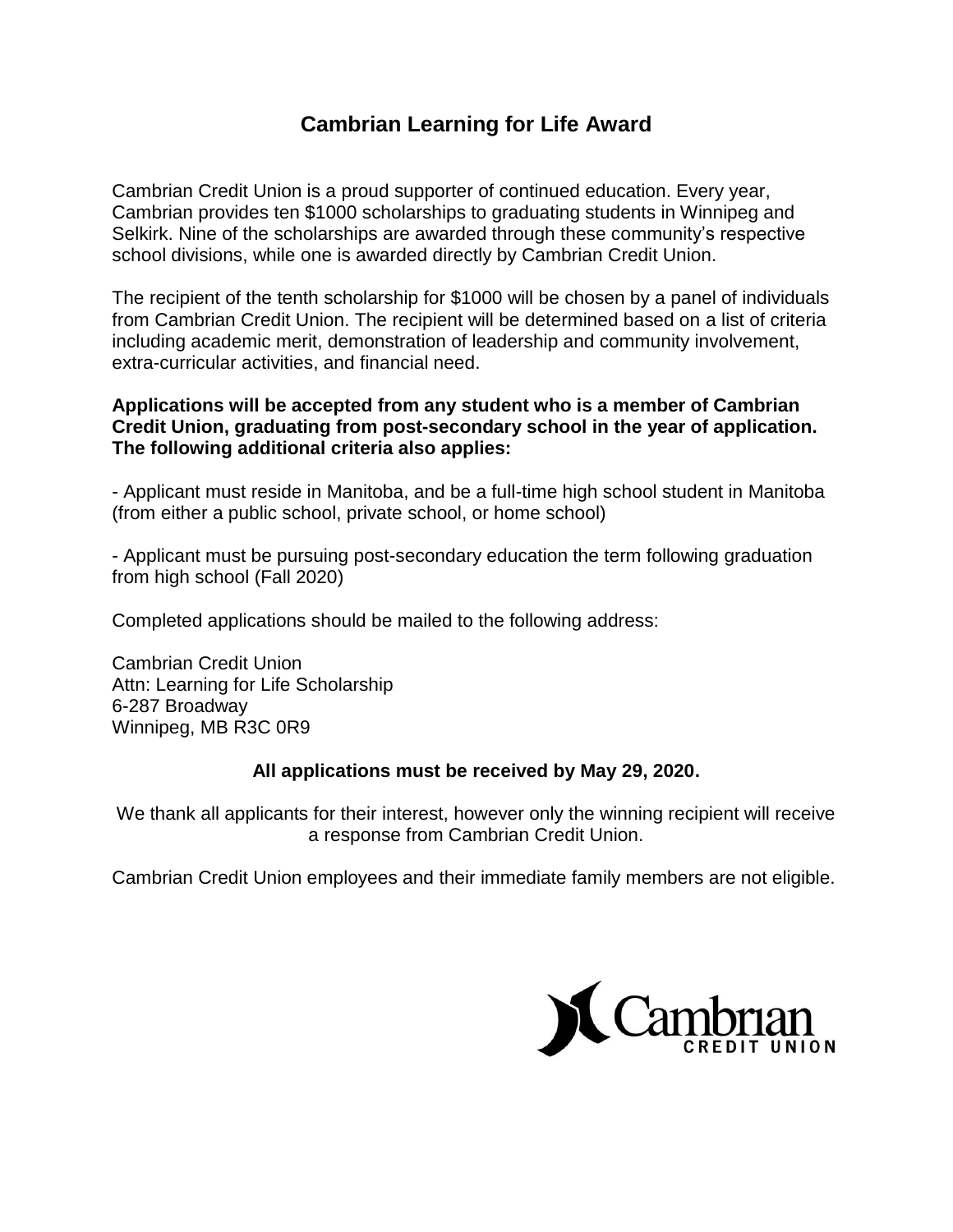# Cambrian Learning for Life Award

Cambrian Credit Union is a proud supporter of continued education. Every year, Cambrian provides ten $1000 scholarships to graduating students in Winnipeg and Selkirk. Nine of the scholarships are awarded through these community's respective school divisions, while one is awarded directly by Cambrian Credit Union.

The recipient of the tenth scholarship for $1000 will be chosen by a panel of individuals from Cambrian Credit Union. The recipient will be determined based on a list of criteria including academic merit, demonstration of leadership and community involvement, extra-curricular activities, and financial need.

**Applications will be accepted from any student who is a member of Cambrian Credit Union, graduating from post-secondary school in the year of application. The following additional criteria also applies:**

- Applicant must reside in Manitoba, and be a full-time high school student in Manitoba (from either a public school, private school, or home school)

- Applicant must be pursuing post-secondary education the term following graduation from high school (Fall 2020)

Completed applications should be mailed to the following address:

Cambrian Credit Union
Attn: Learning for Life Scholarship
6-287 Broadway
Winnipeg, MB R3C 0R9

**All applications must be received by May 29, 2020.**

We thank all applicants for their interest, however only the winning recipient will receive a response from Cambrian Credit Union.

Cambrian Credit Union employees and their immediate family members are not eligible.

Cambrian
CREDIT UNION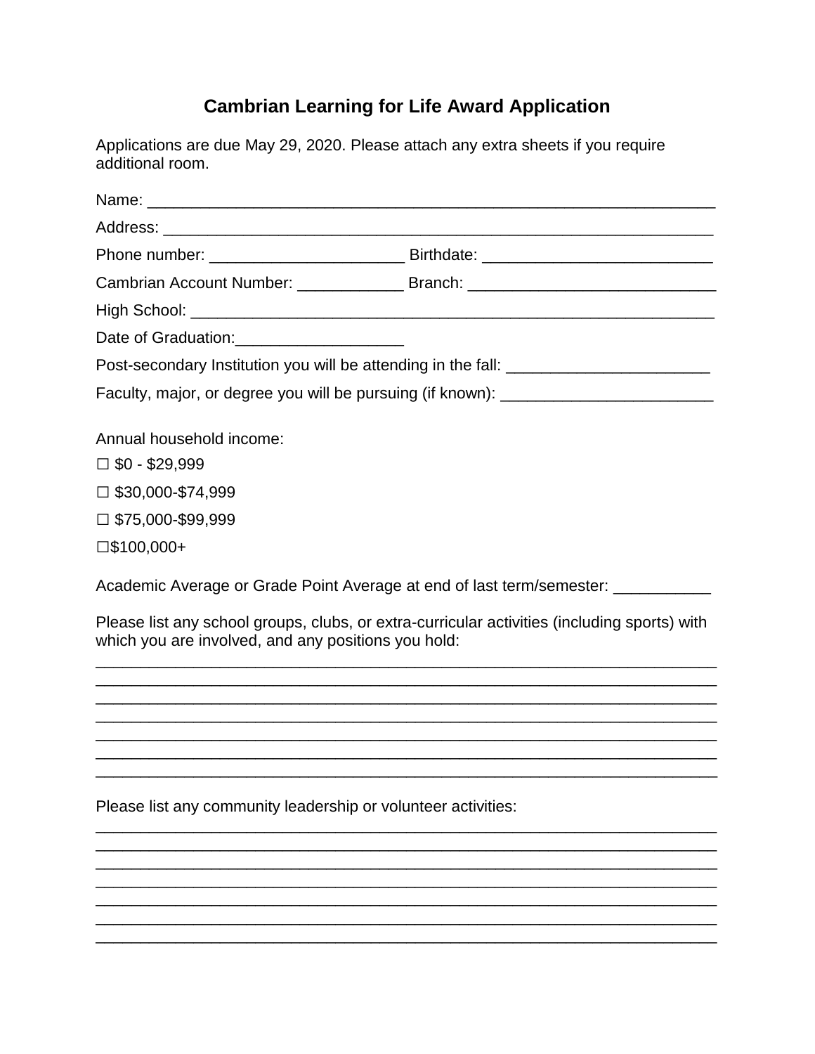# Cambrian Learning for Life Award Application

Applications are due May 29, 2020. Please attach any extra sheets if you require additional room.

Name: ___________________________________________________________________

Address: _________________________________________________________________

Phone number: ______________________ Birthdate: __________________________

Cambrian Account Number: ____________ Branch: ____________________________

High School: ______________________________________________________________

Date of Graduation:___________________

Post-secondary Institution you will be attending in the fall: _______________________

Faculty, major, or degree you will be pursuing (if known): ________________________

Annual household income:

☐ $0 - $29,999

☐ $30,000-$74,999

☐ $75,000-$99,999

☐$100,000+

Academic Average or Grade Point Average at end of last term/semester: ___________

Please list any school groups, clubs, or extra-curricular activities (including sports) with which you are involved, and any positions you hold:

_________________________________________________________________________
_________________________________________________________________________
_________________________________________________________________________
_________________________________________________________________________
_________________________________________________________________________
_________________________________________________________________________
_________________________________________________________________________

Please list any community leadership or volunteer activities:

_________________________________________________________________________
_________________________________________________________________________
_________________________________________________________________________
_________________________________________________________________________
_________________________________________________________________________
_________________________________________________________________________
_________________________________________________________________________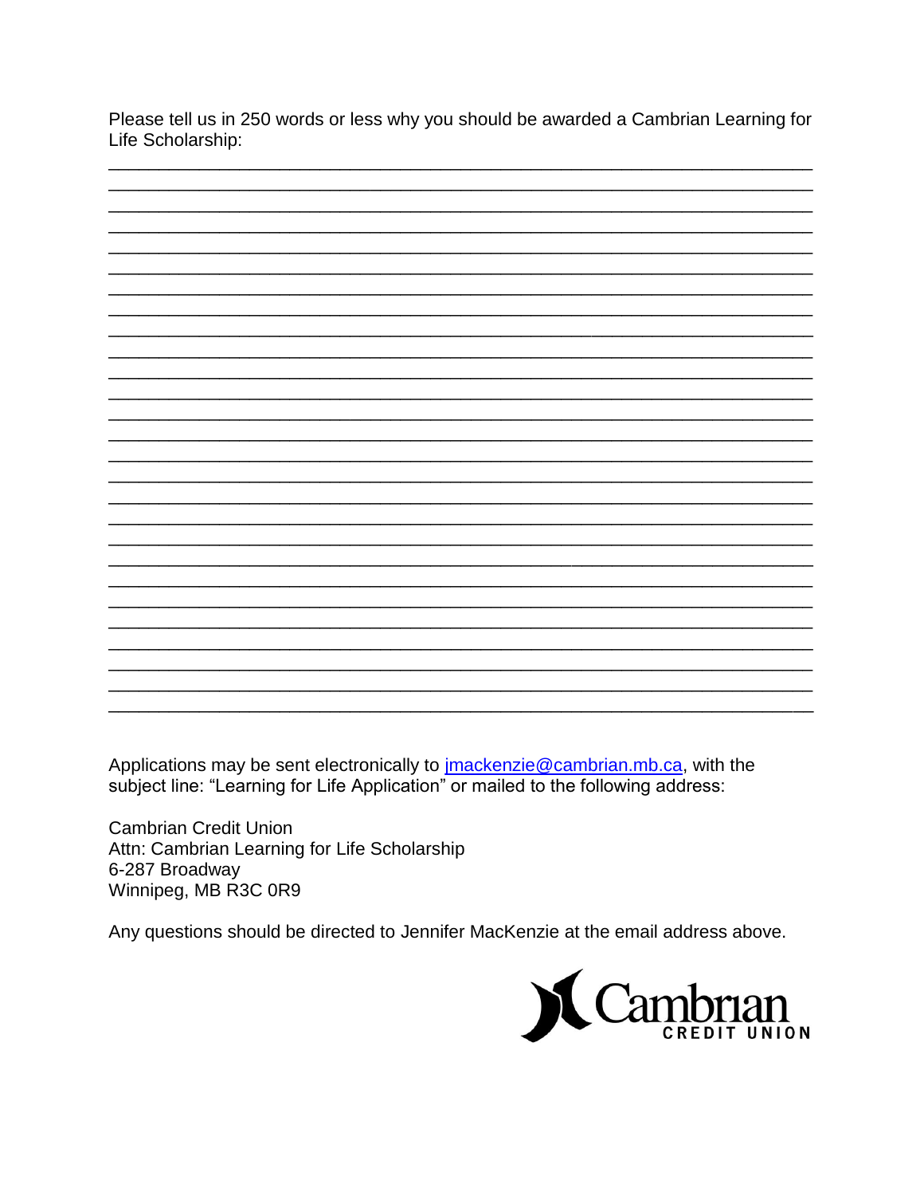Please tell us in 250 words or less why you should be awarded a Cambrian Learning for Life Scholarship:

Applications may be sent electronically to jmackenzie@cambrian.mb.ca, with the subject line: "Learning for Life Application" or mailed to the following address:

Cambrian Credit Union
Attn: Cambrian Learning for Life Scholarship
6-287 Broadway
Winnipeg, MB R3C 0R9

Any questions should be directed to Jennifer MacKenzie at the email address above.

Cambrian CREDIT UNION